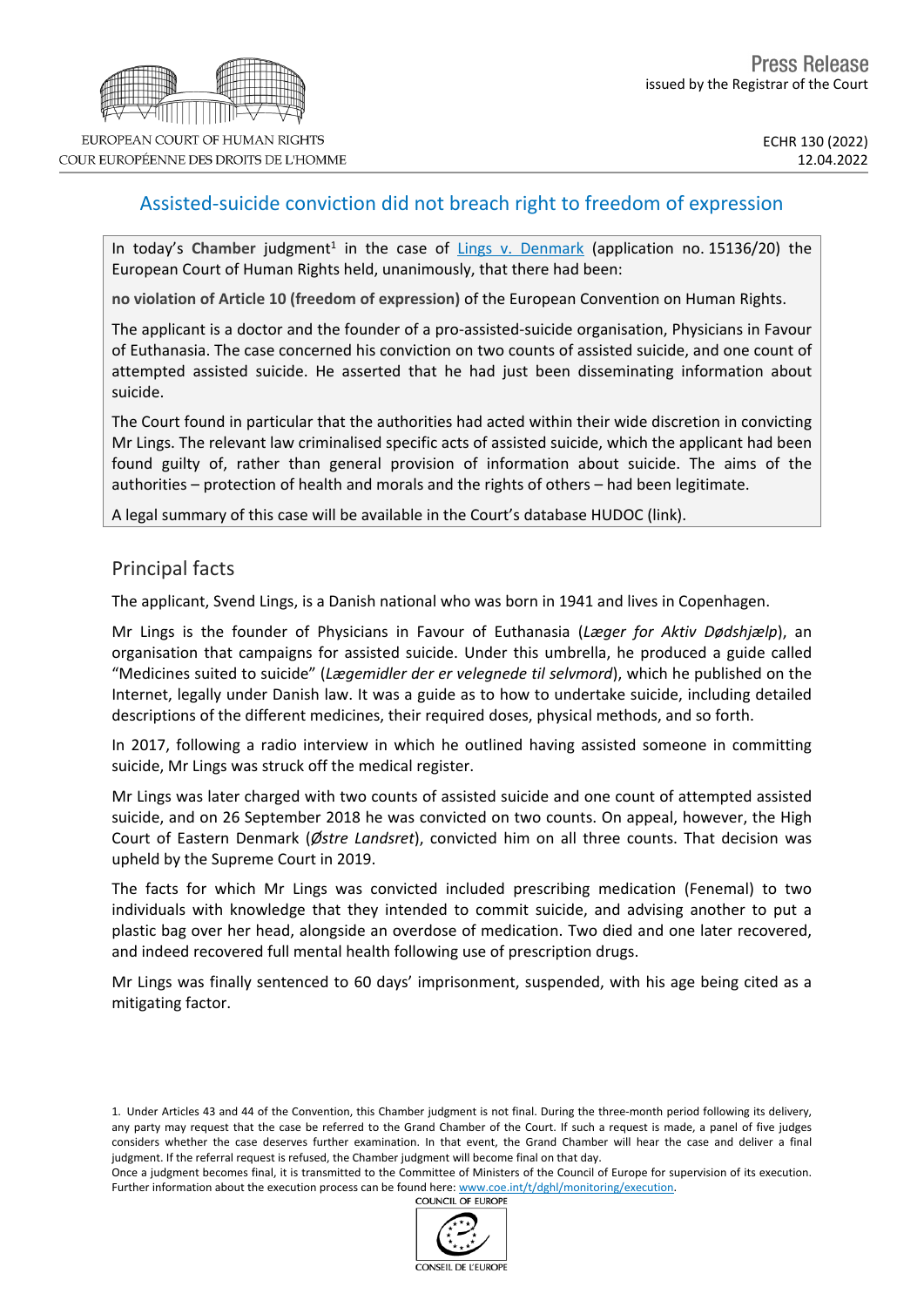EUROPEAN COURT OF HUMAN RIGHTS
COUR EUROPÉENNE DES DROITS DE L'HOMME

Press Release
issued by the Registrar of the Court

ECHR 130 (2022)
12.04.2022

# Assisted-suicide conviction did not breach right to freedom of expression

In today's **Chamber** judgment[1] in the case of Lings v. Denmark (application no. 15136/20) the European Court of Human Rights held, unanimously, that there had been:

**no violation of Article 10 (freedom of expression)** of the European Convention on Human Rights.

The applicant is a doctor and the founder of a pro-assisted-suicide organisation, Physicians in Favour of Euthanasia. The case concerned his conviction on two counts of assisted suicide, and one count of attempted assisted suicide. He asserted that he had just been disseminating information about suicide.

The Court found in particular that the authorities had acted within their wide discretion in convicting Mr Lings. The relevant law criminalised specific acts of assisted suicide, which the applicant had been found guilty of, rather than general provision of information about suicide. The aims of the authorities – protection of health and morals and the rights of others – had been legitimate.

A legal summary of this case will be available in the Court's database HUDOC (link).

## Principal facts

The applicant, Svend Lings, is a Danish national who was born in 1941 and lives in Copenhagen.

Mr Lings is the founder of Physicians in Favour of Euthanasia (*Læger for Aktiv Dødshjælp*), an organisation that campaigns for assisted suicide. Under this umbrella, he produced a guide called "Medicines suited to suicide" (*Lægemidler der er velegnede til selvmord*), which he published on the Internet, legally under Danish law. It was a guide as to how to undertake suicide, including detailed descriptions of the different medicines, their required doses, physical methods, and so forth.

In 2017, following a radio interview in which he outlined having assisted someone in committing suicide, Mr Lings was struck off the medical register.

Mr Lings was later charged with two counts of assisted suicide and one count of attempted assisted suicide, and on 26 September 2018 he was convicted on two counts. On appeal, however, the High Court of Eastern Denmark (*Østre Landsret*), convicted him on all three counts. That decision was upheld by the Supreme Court in 2019.

The facts for which Mr Lings was convicted included prescribing medication (Fenemal) to two individuals with knowledge that they intended to commit suicide, and advising another to put a plastic bag over her head, alongside an overdose of medication. Two died and one later recovered, and indeed recovered full mental health following use of prescription drugs.

Mr Lings was finally sentenced to 60 days' imprisonment, suspended, with his age being cited as a mitigating factor.

1. Under Articles 43 and 44 of the Convention, this Chamber judgment is not final. During the three-month period following its delivery, any party may request that the case be referred to the Grand Chamber of the Court. If such a request is made, a panel of five judges considers whether the case deserves further examination. In that event, the Grand Chamber will hear the case and deliver a final judgment. If the referral request is refused, the Chamber judgment will become final on that day.
Once a judgment becomes final, it is transmitted to the Committee of Ministers of the Council of Europe for supervision of its execution. Further information about the execution process can be found here: www.coe.int/t/dghl/monitoring/execution.

COUNCIL OF EUROPE
CONSEIL DE L'EUROPE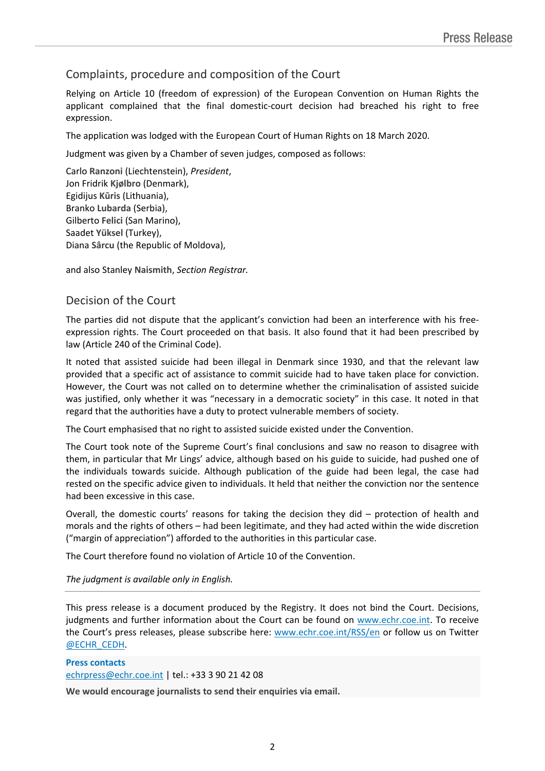## Complaints, procedure and composition of the Court

Relying on Article 10 (freedom of expression) of the European Convention on Human Rights the applicant complained that the final domestic-court decision had breached his right to free expression.

The application was lodged with the European Court of Human Rights on 18 March 2020.

Judgment was given by a Chamber of seven judges, composed as follows:

Carlo **Ranzoni** (Liechtenstein), *President*,
Jon Fridrik **Kjølbro** (Denmark),
Egidijus **Kūris** (Lithuania),
Branko **Lubarda** (Serbia),
Gilberto **Felici** (San Marino),
Saadet **Yüksel** (Turkey),
Diana **Sârcu** (the Republic of Moldova),

and also Stanley **Naismith**, *Section Registrar.*

## Decision of the Court

The parties did not dispute that the applicant's conviction had been an interference with his free-expression rights. The Court proceeded on that basis. It also found that it had been prescribed by law (Article 240 of the Criminal Code).

It noted that assisted suicide had been illegal in Denmark since 1930, and that the relevant law provided that a specific act of assistance to commit suicide had to have taken place for conviction. However, the Court was not called on to determine whether the criminalisation of assisted suicide was justified, only whether it was "necessary in a democratic society" in this case. It noted in that regard that the authorities have a duty to protect vulnerable members of society.

The Court emphasised that no right to assisted suicide existed under the Convention.

The Court took note of the Supreme Court's final conclusions and saw no reason to disagree with them, in particular that Mr Lings' advice, although based on his guide to suicide, had pushed one of the individuals towards suicide. Although publication of the guide had been legal, the case had rested on the specific advice given to individuals. It held that neither the conviction nor the sentence had been excessive in this case.

Overall, the domestic courts' reasons for taking the decision they did – protection of health and morals and the rights of others – had been legitimate, and they had acted within the wide discretion ("margin of appreciation") afforded to the authorities in this particular case.

The Court therefore found no violation of Article 10 of the Convention.

*The judgment is available only in English.*

---

This press release is a document produced by the Registry. It does not bind the Court. Decisions, judgments and further information about the Court can be found on www.echr.coe.int. To receive the Court's press releases, please subscribe here: www.echr.coe.int/RSS/en or follow us on Twitter @ECHR_CEDH.

**Press contacts**
echrpress@echr.coe.int | tel.: +33 3 90 21 42 08

**We would encourage journalists to send their enquiries via email.**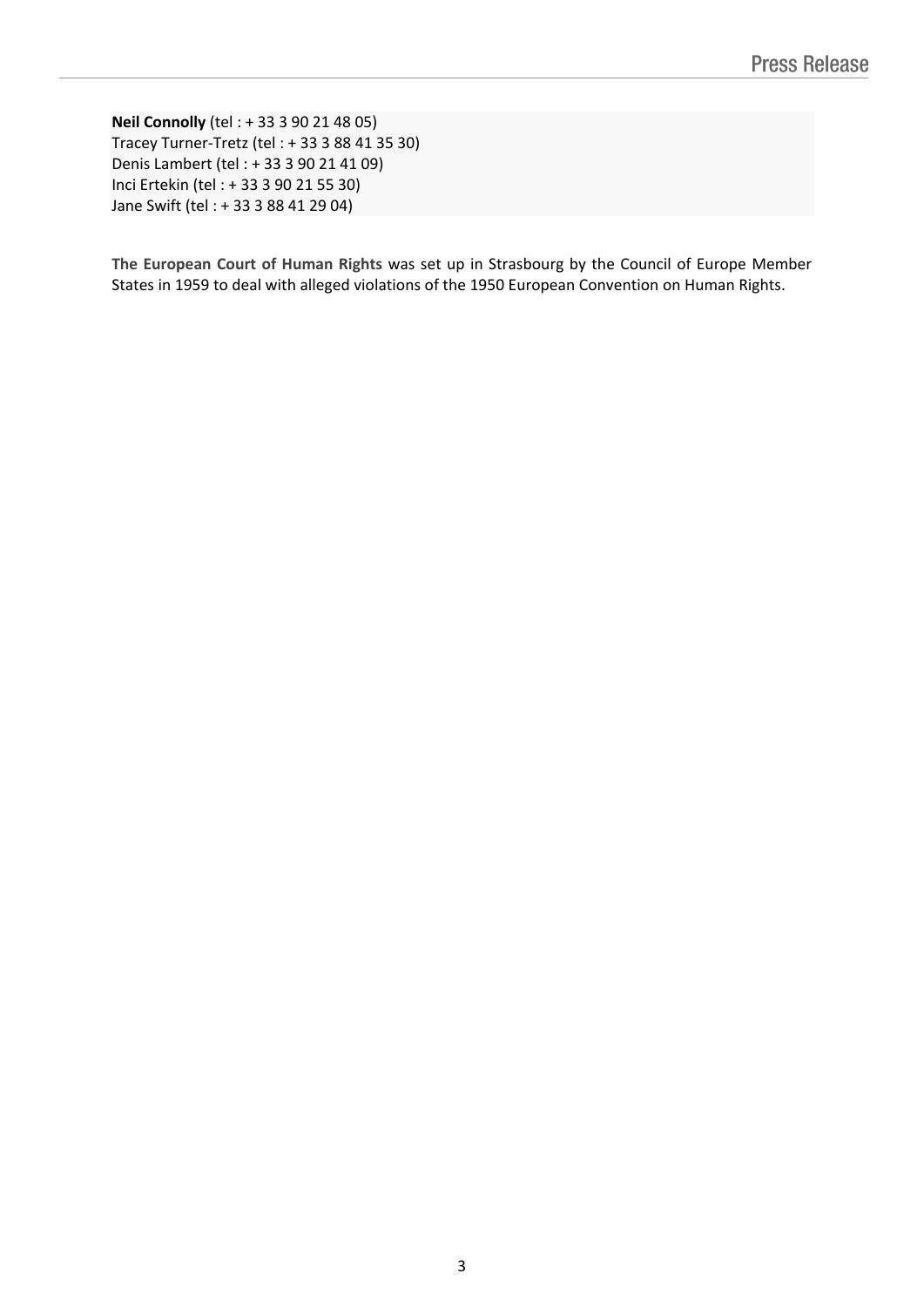**Neil Connolly** (tel : + 33 3 90 21 48 05)
Tracey Turner-Tretz (tel : + 33 3 88 41 35 30)
Denis Lambert (tel : + 33 3 90 21 41 09)
Inci Ertekin (tel : + 33 3 90 21 55 30)
Jane Swift (tel : + 33 3 88 41 29 04)

**The European Court of Human Rights** was set up in Strasbourg by the Council of Europe Member States in 1959 to deal with alleged violations of the 1950 European Convention on Human Rights.